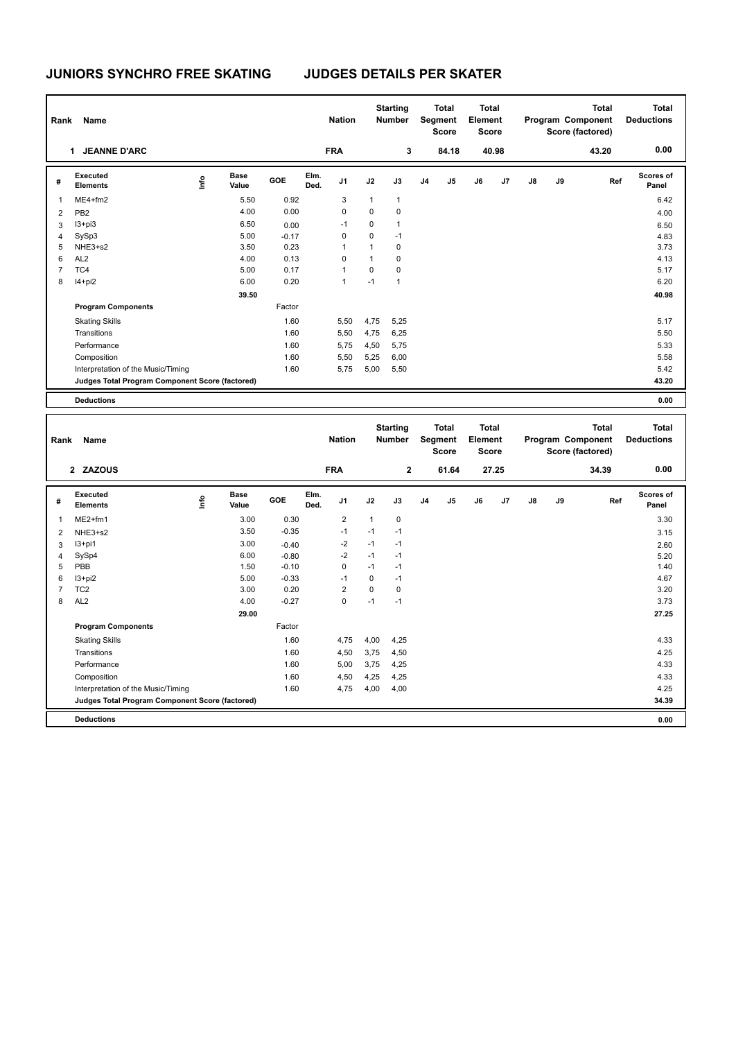# JUNIORS SYNCHRO FREE SKATING — JUDGES DETAILS PER SKATER

| Rank | Name | Nation | Starting Number | Total Segment Score | Total Element Score | Total Program Component Score (factored) | Total Deductions |
|---|---|---|---|---|---|---|---|
| 1 | JEANNE D'ARC | FRA | 3 | 84.18 | 40.98 | 43.20 | 0.00 |

| # | Executed Elements | Info | Base Value | GOE | Elm. Ded. | J1 | J2 | J3 | J4 | J5 | J6 | J7 | J8 | J9 | Ref | Scores of Panel |
|---|---|---|---|---|---|---|---|---|---|---|---|---|---|---|---|---|
| 1 | ME4+fm2 | | 5.50 | 0.92 | | 3 | 1 | 1 | | | | | | | | 6.42 |
| 2 | PB2 | | 4.00 | 0.00 | | 0 | 0 | 0 | | | | | | | | 4.00 |
| 3 | I3+pi3 | | 6.50 | 0.00 | | -1 | 0 | 1 | | | | | | | | 6.50 |
| 4 | SySp3 | | 5.00 | -0.17 | | 0 | 0 | -1 | | | | | | | | 4.83 |
| 5 | NHE3+s2 | | 3.50 | 0.23 | | 1 | 1 | 0 | | | | | | | | 3.73 |
| 6 | AL2 | | 4.00 | 0.13 | | 0 | 1 | 0 | | | | | | | | 4.13 |
| 7 | TC4 | | 5.00 | 0.17 | | 1 | 0 | 0 | | | | | | | | 5.17 |
| 8 | I4+pi2 | | 6.00 | 0.20 | | 1 | -1 | 1 | | | | | | | | 6.20 |
| | | | 39.50 | | | | | | | | | | | | | 40.98 |
| | **Program Components** | | | Factor | | | | | | | | | | | | |
| | Skating Skills | | | 1.60 | | 5,50 | 4,75 | 5,25 | | | | | | | | 5.17 |
| | Transitions | | | 1.60 | | 5,50 | 4,75 | 6,25 | | | | | | | | 5.50 |
| | Performance | | | 1.60 | | 5,75 | 4,50 | 5,75 | | | | | | | | 5.33 |
| | Composition | | | 1.60 | | 5,50 | 5,25 | 6,00 | | | | | | | | 5.58 |
| | Interpretation of the Music/Timing | | | 1.60 | | 5,75 | 5,00 | 5,50 | | | | | | | | 5.42 |
| | **Judges Total Program Component Score (factored)** | | | | | | | | | | | | | | | 43.20 |
| | **Deductions** | | | | | | | | | | | | | | | 0.00 |

| Rank | Name | Nation | Starting Number | Total Segment Score | Total Element Score | Total Program Component Score (factored) | Total Deductions |
|---|---|---|---|---|---|---|---|
| 2 | ZAZOUS | FRA | 2 | 61.64 | 27.25 | 34.39 | 0.00 |

| # | Executed Elements | Info | Base Value | GOE | Elm. Ded. | J1 | J2 | J3 | J4 | J5 | J6 | J7 | J8 | J9 | Ref | Scores of Panel |
|---|---|---|---|---|---|---|---|---|---|---|---|---|---|---|---|---|
| 1 | ME2+fm1 | | 3.00 | 0.30 | | 2 | 1 | 0 | | | | | | | | 3.30 |
| 2 | NHE3+s2 | | 3.50 | -0.35 | | -1 | -1 | -1 | | | | | | | | 3.15 |
| 3 | I3+pi1 | | 3.00 | -0.40 | | -2 | -1 | -1 | | | | | | | | 2.60 |
| 4 | SySp4 | | 6.00 | -0.80 | | -2 | -1 | -1 | | | | | | | | 5.20 |
| 5 | PBB | | 1.50 | -0.10 | | 0 | -1 | -1 | | | | | | | | 1.40 |
| 6 | I3+pi2 | | 5.00 | -0.33 | | -1 | 0 | -1 | | | | | | | | 4.67 |
| 7 | TC2 | | 3.00 | 0.20 | | 2 | 0 | 0 | | | | | | | | 3.20 |
| 8 | AL2 | | 4.00 | -0.27 | | 0 | -1 | -1 | | | | | | | | 3.73 |
| | | | 29.00 | | | | | | | | | | | | | 27.25 |
| | **Program Components** | | | Factor | | | | | | | | | | | | |
| | Skating Skills | | | 1.60 | | 4,75 | 4,00 | 4,25 | | | | | | | | 4.33 |
| | Transitions | | | 1.60 | | 4,50 | 3,75 | 4,50 | | | | | | | | 4.25 |
| | Performance | | | 1.60 | | 5,00 | 3,75 | 4,25 | | | | | | | | 4.33 |
| | Composition | | | 1.60 | | 4,50 | 4,25 | 4,25 | | | | | | | | 4.33 |
| | Interpretation of the Music/Timing | | | 1.60 | | 4,75 | 4,00 | 4,00 | | | | | | | | 4.25 |
| | **Judges Total Program Component Score (factored)** | | | | | | | | | | | | | | | 34.39 |
| | **Deductions** | | | | | | | | | | | | | | | 0.00 |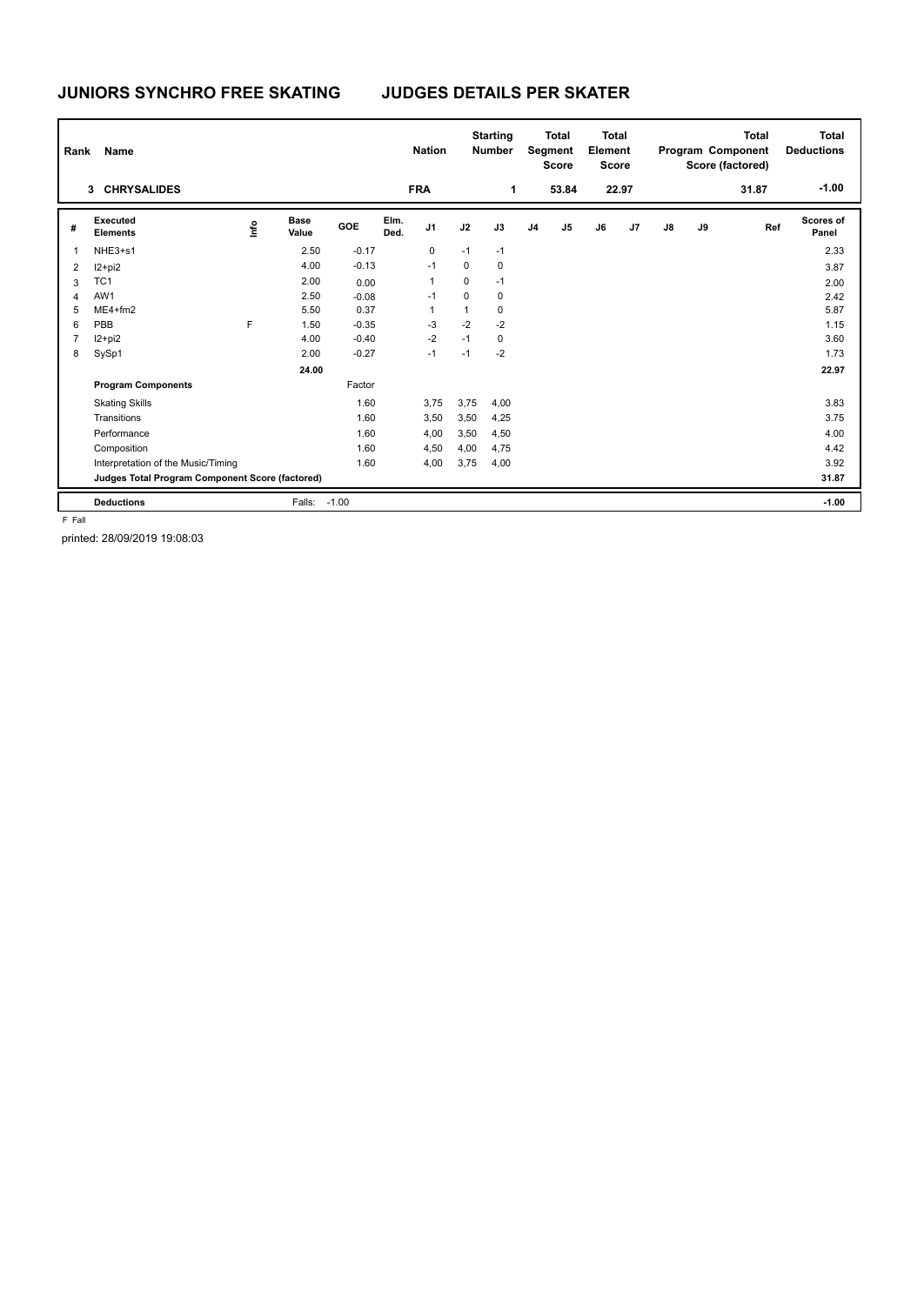# JUNIORS SYNCHRO FREE SKATING    JUDGES DETAILS PER SKATER

| Rank | Name | Nation | Starting Number | Total Segment Score | Total Element Score | Total Program Component Score (factored) | Total Deductions |
|---|---|---|---|---|---|---|---|
| 3 | CHRYSALIDES | FRA | 1 | 53.84 | 22.97 | 31.87 | -1.00 |

| # | Executed Elements | Info | Base Value | GOE | Elm. Ded. | J1 | J2 | J3 | J4 | J5 | J6 | J7 | J8 | J9 | Ref | Scores of Panel |
|---|---|---|---|---|---|---|---|---|---|---|---|---|---|---|---|---|
| 1 | NHE3+s1 | | 2.50 | -0.17 | | 0 | -1 | -1 | | | | | | | | 2.33 |
| 2 | I2+pi2 | | 4.00 | -0.13 | | -1 | 0 | 0 | | | | | | | | 3.87 |
| 3 | TC1 | | 2.00 | 0.00 | | 1 | 0 | -1 | | | | | | | | 2.00 |
| 4 | AW1 | | 2.50 | -0.08 | | -1 | 0 | 0 | | | | | | | | 2.42 |
| 5 | ME4+fm2 | | 5.50 | 0.37 | | 1 | 1 | 0 | | | | | | | | 5.87 |
| 6 | PBB | F | 1.50 | -0.35 | | -3 | -2 | -2 | | | | | | | | 1.15 |
| 7 | I2+pi2 | | 4.00 | -0.40 | | -2 | -1 | 0 | | | | | | | | 3.60 |
| 8 | SySp1 | | 2.00 | -0.27 | | -1 | -1 | -2 | | | | | | | | 1.73 |
| | | | 24.00 | | | | | | | | | | | | | 22.97 |
| | **Program Components** | | | Factor | | | | | | | | | | | | |
| | Skating Skills | | | 1.60 | | 3,75 | 3,75 | 4,00 | | | | | | | | 3.83 |
| | Transitions | | | 1.60 | | 3,50 | 3,50 | 4,25 | | | | | | | | 3.75 |
| | Performance | | | 1.60 | | 4,00 | 3,50 | 4,50 | | | | | | | | 4.00 |
| | Composition | | | 1.60 | | 4,50 | 4,00 | 4,75 | | | | | | | | 4.42 |
| | Interpretation of the Music/Timing | | | 1.60 | | 4,00 | 3,75 | 4,00 | | | | | | | | 3.92 |
| | **Judges Total Program Component Score (factored)** | | | | | | | | | | | | | | | 31.87 |
| | **Deductions** | | Falls: | -1.00 | | | | | | | | | | | | -1.00 |

F Fall

printed: 28/09/2019 19:08:03